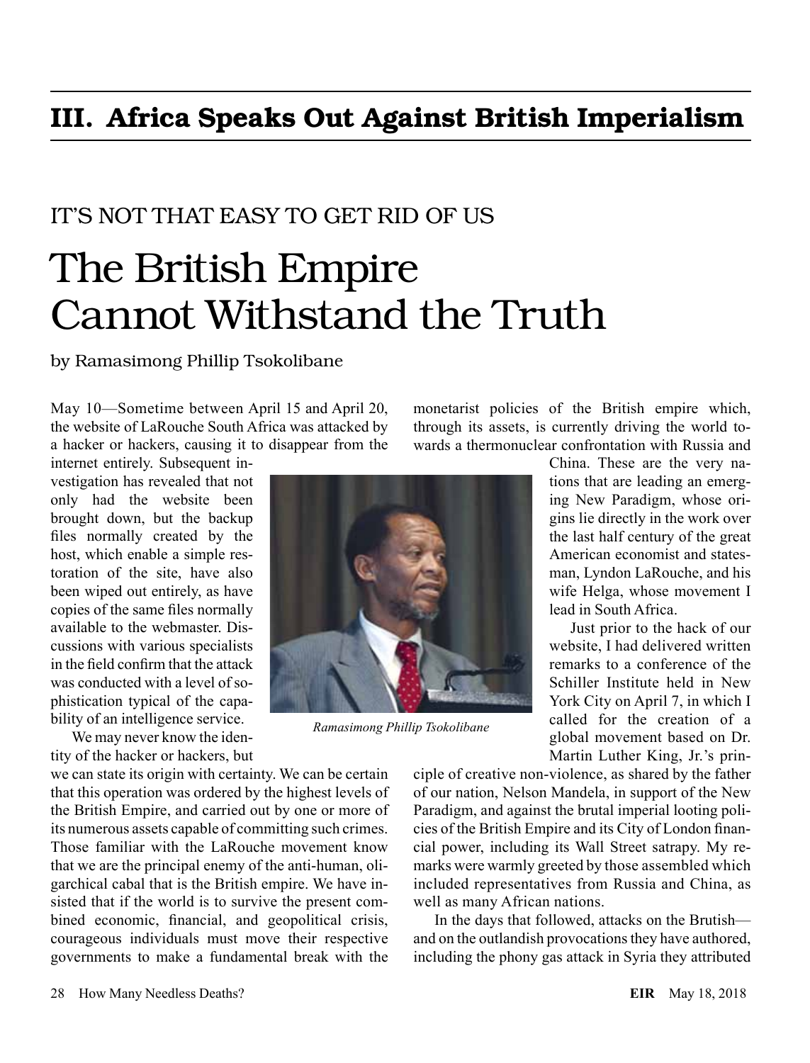# III. Africa Speaks Out Against British Imperialism

IT'S NOT THAT EASY TO GET RID OF US

## The British Empire Cannot Withstand the Truth

by Ramasimong Phillip Tsokolibane

May 10—Sometime between April 15 and April 20, the website of LaRouche South Africa was attacked by a hacker or hackers, causing it to disappear from the internet entirely. Subsequent investigation has revealed that not only had the website been brought down, but the backup files normally created by the host, which enable a simple restoration of the site, have also been wiped out entirely, as have copies of the same files normally available to the webmaster. Discussions with various specialists in the field confirm that the attack was conducted with a level of sophistication typical of the capability of an intelligence service.

*Ramasimong Phillip Tsokolibane*

We may never know the identity of the hacker or hackers, but we can state its origin with certainty. We can be certain that this operation was ordered by the highest levels of the British Empire, and carried out by one or more of its numerous assets capable of committing such crimes. Those familiar with the LaRouche movement know that we are the principal enemy of the anti-human, oligarchical cabal that is the British empire. We have insisted that if the world is to survive the present combined economic, financial, and geopolitical crisis, courageous individuals must move their respective governments to make a fundamental break with the monetarist policies of the British empire which, through its assets, is currently driving the world towards a thermonuclear confrontation with Russia and China. These are the very nations that are leading an emerging New Paradigm, whose origins lie directly in the work over the last half century of the great American economist and statesman, Lyndon LaRouche, and his wife Helga, whose movement I lead in South Africa.

Just prior to the hack of our website, I had delivered written remarks to a conference of the Schiller Institute held in New York City on April 7, in which I called for the creation of a global movement based on Dr. Martin Luther King, Jr.'s principle of creative non-violence, as shared by the father of our nation, Nelson Mandela, in support of the New Paradigm, and against the brutal imperial looting policies of the British Empire and its City of London financial power, including its Wall Street satrapy. My remarks were warmly greeted by those assembled which included representatives from Russia and China, as well as many African nations.

In the days that followed, attacks on the Brutish—and on the outlandish provocations they have authored, including the phony gas attack in Syria they attributed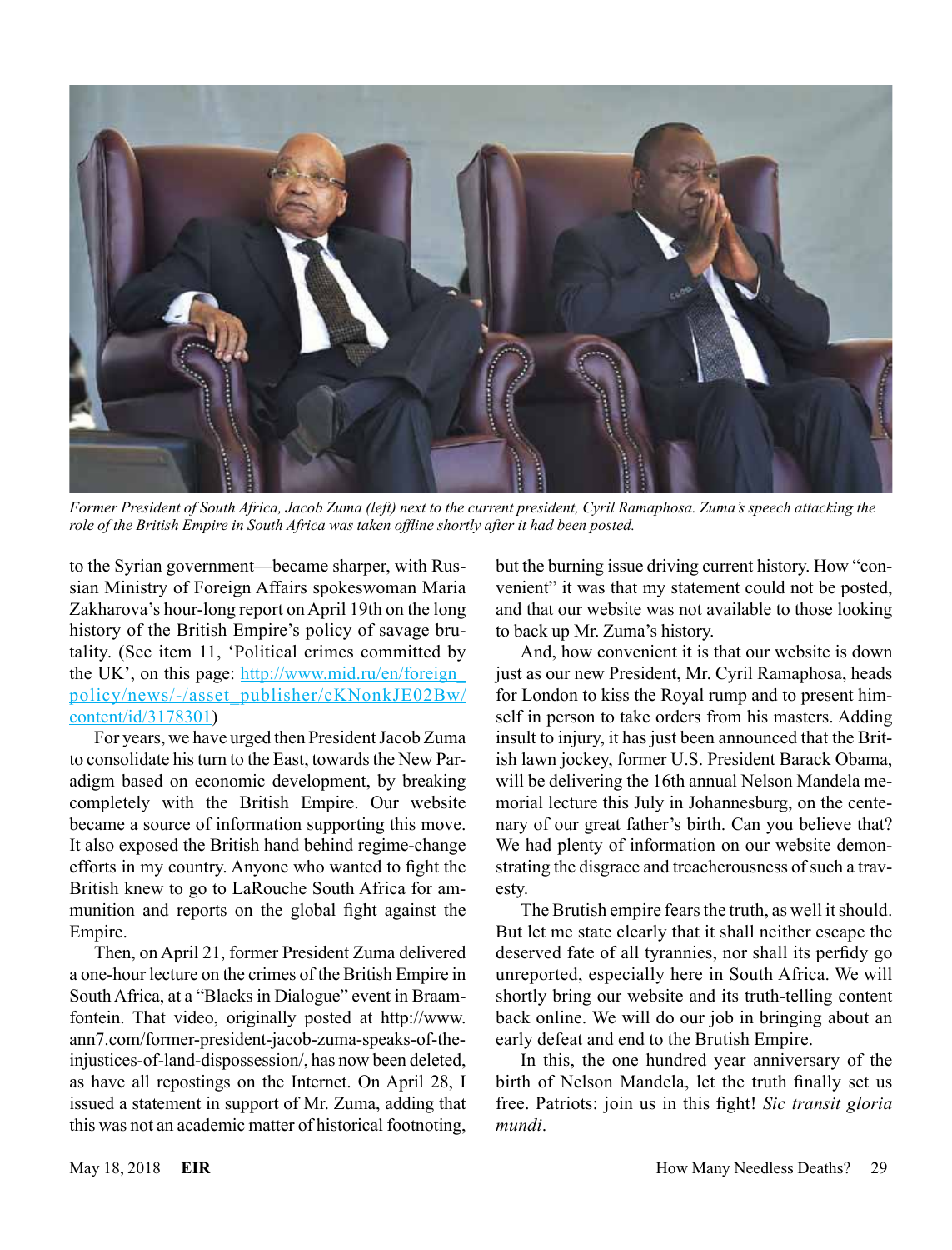*Former President of South Africa, Jacob Zuma (left) next to the current president, Cyril Ramaphosa. Zuma's speech attacking the role of the British Empire in South Africa was taken offline shortly after it had been posted.*

to the Syrian government—became sharper, with Russian Ministry of Foreign Affairs spokeswoman Maria Zakharova's hour-long report on April 19th on the long history of the British Empire's policy of savage brutality. (See item 11, 'Political crimes committed by the UK', on this page: http://www.mid.ru/en/foreign_policy/news/-/asset_publisher/cKNonkJE02Bw/content/id/3178301)

For years, we have urged then President Jacob Zuma to consolidate his turn to the East, towards the New Paradigm based on economic development, by breaking completely with the British Empire. Our website became a source of information supporting this move. It also exposed the British hand behind regime-change efforts in my country. Anyone who wanted to fight the British knew to go to LaRouche South Africa for ammunition and reports on the global fight against the Empire.

Then, on April 21, former President Zuma delivered a one-hour lecture on the crimes of the British Empire in South Africa, at a "Blacks in Dialogue" event in Braamfontein. That video, originally posted at http://www.ann7.com/former-president-jacob-zuma-speaks-of-the-injustices-of-land-dispossession/, has now been deleted, as have all repostings on the Internet. On April 28, I issued a statement in support of Mr. Zuma, adding that this was not an academic matter of historical footnoting, but the burning issue driving current history. How "convenient" it was that my statement could not be posted, and that our website was not available to those looking to back up Mr. Zuma's history.

And, how convenient it is that our website is down just as our new President, Mr. Cyril Ramaphosa, heads for London to kiss the Royal rump and to present himself in person to take orders from his masters. Adding insult to injury, it has just been announced that the British lawn jockey, former U.S. President Barack Obama, will be delivering the 16th annual Nelson Mandela memorial lecture this July in Johannesburg, on the centenary of our great father's birth. Can you believe that? We had plenty of information on our website demonstrating the disgrace and treacherousness of such a travesty.

The Brutish empire fears the truth, as well it should. But let me state clearly that it shall neither escape the deserved fate of all tyrannies, nor shall its perfidy go unreported, especially here in South Africa. We will shortly bring our website and its truth-telling content back online. We will do our job in bringing about an early defeat and end to the Brutish Empire.

In this, the one hundred year anniversary of the birth of Nelson Mandela, let the truth finally set us free. Patriots: join us in this fight! *Sic transit gloria mundi*.